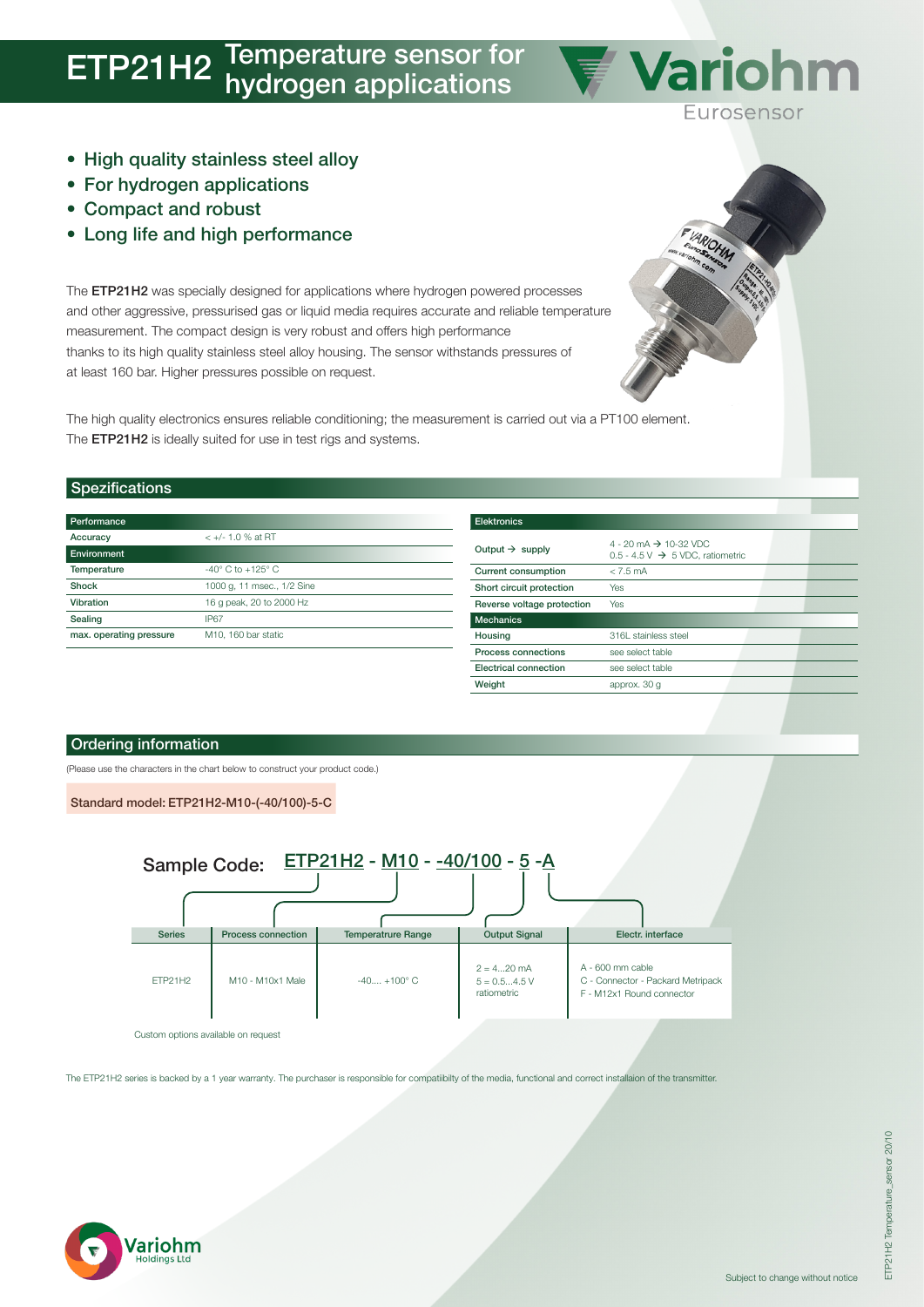# ETP21H2 Temperature sensor for hydrogen applications

Variohm Eurosensor

- High quality stainless steel alloy
- For hydrogen applications
- Compact and robust
- Long life and high performance

The **ETP21H2** was specially designed for applications where hydrogen powered processes and other aggressive, pressurised gas or liquid media requires accurate and reliable temperature measurement. The compact design is very robust and offers high performance thanks to its high quality stainless steel alloy housing. The sensor withstands pressures of at least 160 bar. Higher pressures possible on request.

The high quality electronics ensures reliable conditioning; the measurement is carried out via a PT100 element. The **ETP21H2** is ideally suited for use in test rigs and systems.

## Spezifications

| Performance | |
|---|---|
| Accuracy | < +/- 1.0 % at RT |
| **Environment** | |
| Temperature | -40° C to +125° C |
| Shock | 1000 g, 11 msec., 1/2 Sine |
| Vibration | 16 g peak, 20 to 2000 Hz |
| Sealing | IP67 |
| max. operating pressure | M10, 160 bar static |

| Elektronics | |
|---|---|
| Output → supply | 4 - 20 mA → 10-32 VDC<br>0.5 - 4.5 V → 5 VDC, ratiometric |
| Current consumption | < 7.5 mA |
| Short circuit protection | Yes |
| Reverse voltage protection | Yes |
| **Mechanics** | |
| Housing | 316L stainless steel |
| Process connections | see select table |
| Electrical connection | see select table |
| Weight | approx. 30 g |

## Ordering information

(Please use the characters in the chart below to construct your product code.)

Standard model: ETP21H2-M10-(-40/100)-5-C

Sample Code: ETP21H2 - M10 - -40/100 - 5 -A

| Series | Process connection | Temperatrure Range | Output Signal | Electr. interface |
|---|---|---|---|---|
| ETP21H2 | M10 - M10x1 Male | -40.... +100° C | 2 = 4...20 mA<br>5 = 0.5...4.5 V ratiometric | A - 600 mm cable<br>C - Connector - Packard Metripack<br>F - M12x1 Round connector |

Custom options available on request

The ETP21H2 series is backed by a 1 year warranty. The purchaser is responsible for compatiibilty of the media, functional and correct installaion of the transmitter.

Variohm Holdings Ltd

Subject to change without notice

ETP21H2 Temperature_sensor 20/10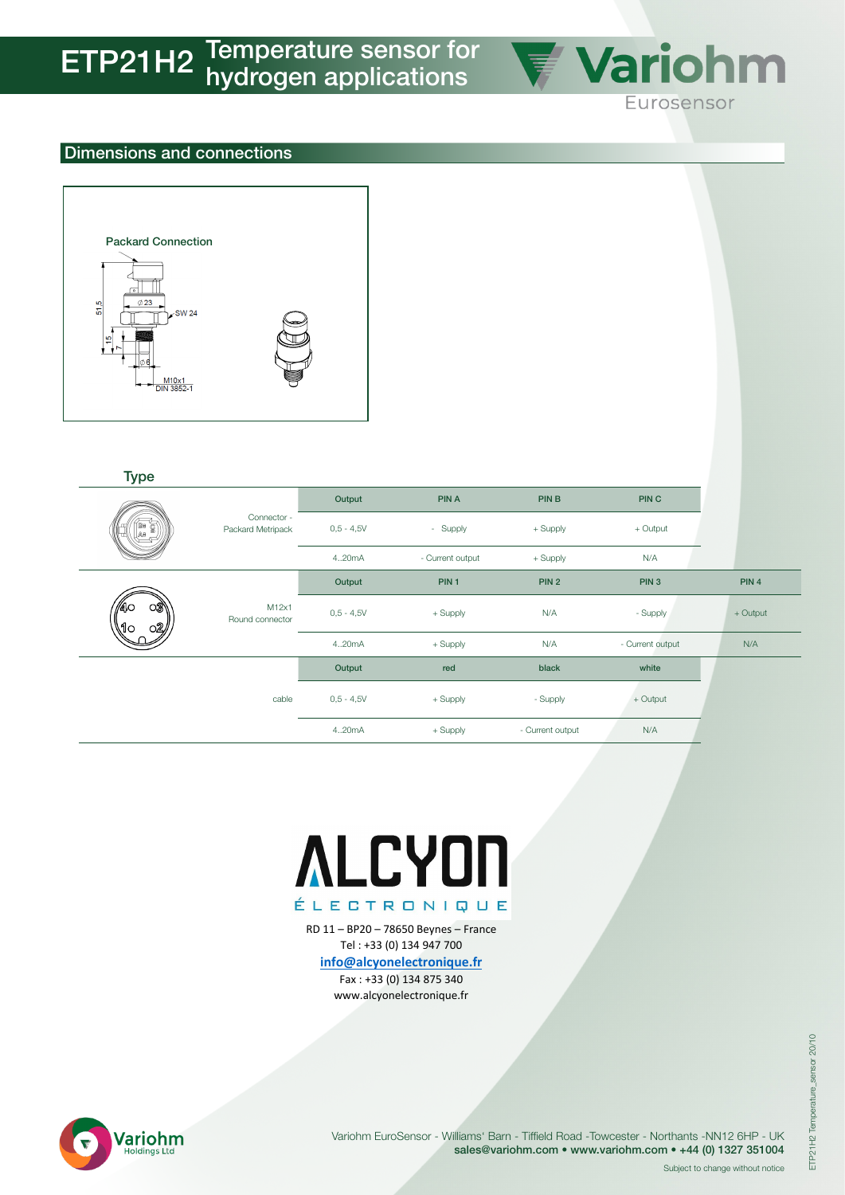# ETP21H2 Temperature sensor for hydrogen applications

Variohm Eurosensor

## Dimensions and connections

Packard Connection

51,5
∅23
SW 24
15
7
∅6
M10x1
DIN 3852-1

## Type

| | | | | | | |
|---|---|---|---|---|---|---|
| Connector - Packard Metripack | Output | PIN A | PIN B | PIN C | | |
| | 0,5 - 4,5V | - Supply | + Supply | + Output | | |
| | 4..20mA | - Current output | + Supply | N/A | | |
| M12x1 Round connector | Output | PIN 1 | PIN 2 | PIN 3 | PIN 4 | |
| | 0,5 - 4,5V | + Supply | N/A | - Supply | + Output | |
| | 4..20mA | + Supply | N/A | - Current output | N/A | |
| cable | Output | red | black | white | | |
| | 0,5 - 4,5V | + Supply | - Supply | + Output | | |
| | 4..20mA | + Supply | - Current output | N/A | | |

ALCYON ÉLECTRONIQUE

RD 11 – BP20 – 78650 Beynes – France
Tel : +33 (0) 134 947 700
info@alcyonelectronique.fr
Fax : +33 (0) 134 875 340
www.alcyonelectronique.fr

Variohm Holdings Ltd

Variohm EuroSensor - Williams' Barn - Tiffield Road -Towcester - Northants -NN12 6HP - UK
sales@variohm.com • www.variohm.com • +44 (0) 1327 351004

Subject to change without notice

ETP21H2 Temperature_sensor 20/10